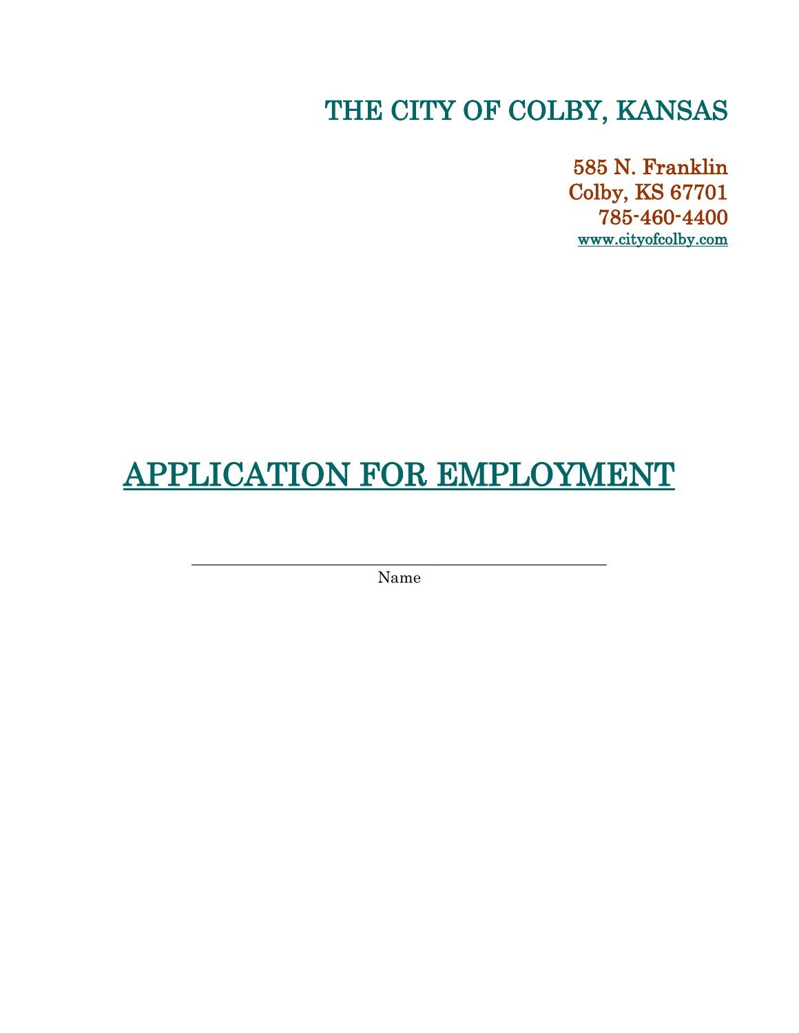# THE CITY OF COLBY, KANSAS

585 N. Franklin
Colby, KS 67701
785-460-4400
www.cityofcolby.com

# APPLICATION FOR EMPLOYMENT

\_\_\_\_\_\_\_\_\_\_\_\_\_\_\_\_\_\_\_\_\_\_\_\_\_\_\_\_\_\_\_\_\_\_\_\_\_\_\_\_\_\_\_\_\_\_\_\_\_\_\_

Name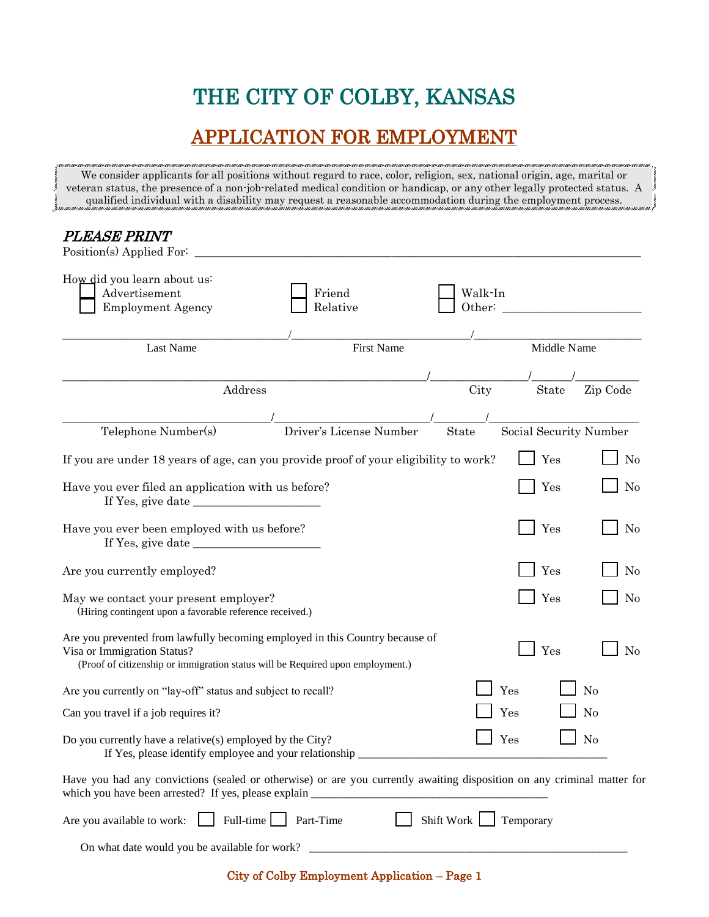# THE CITY OF COLBY, KANSAS

## APPLICATION FOR EMPLOYMENT

We consider applicants for all positions without regard to race, color, religion, sex, national origin, age, marital or veteran status, the presence of a non-job-related medical condition or handicap, or any other legally protected status. A qualified individual with a disability may request a reasonable accommodation during the employment process.

***PLEASE PRINT***

Position(s) Applied For: ___________________________________________

How did you learn about us:

- ☐ Advertisement
- ☐ Employment Agency
- ☐ Friend
- ☐ Relative
- ☐ Walk-In
- ☐ Other: ______________________

______________________ / ______________________ / ______________________
Last Name / First Name / Middle Name

______________________________________ / ____________ / ______ / __________
Address / City / State / Zip Code

______________________ / ______________________ / ________ / ______________________
Telephone Number(s) / Driver's License Number / State / Social Security Number

If you are under 18 years of age, can you provide proof of your eligibility to work? ☐ Yes ☐ No

Have you ever filed an application with us before? ☐ Yes ☐ No
If Yes, give date ____________________

Have you ever been employed with us before? ☐ Yes ☐ No
If Yes, give date ____________________

Are you currently employed? ☐ Yes ☐ No

May we contact your present employer? ☐ Yes ☐ No
(Hiring contingent upon a favorable reference received.)

Are you prevented from lawfully becoming employed in this Country because of Visa or Immigration Status? ☐ Yes ☐ No
(Proof of citizenship or immigration status will be Required upon employment.)

Are you currently on "lay-off" status and subject to recall? ☐ Yes ☐ No

Can you travel if a job requires it? ☐ Yes ☐ No

Do you currently have a relative(s) employed by the City? ☐ Yes ☐ No
If Yes, please identify employee and your relationship ________________________________________

Have you had any convictions (sealed or otherwise) or are you currently awaiting disposition on any criminal matter for which you have been arrested? If yes, please explain ________________________________________

Are you available to work: ☐ Full-time ☐ Part-Time ☐ Shift Work ☐ Temporary

On what date would you be available for work? ________________________________________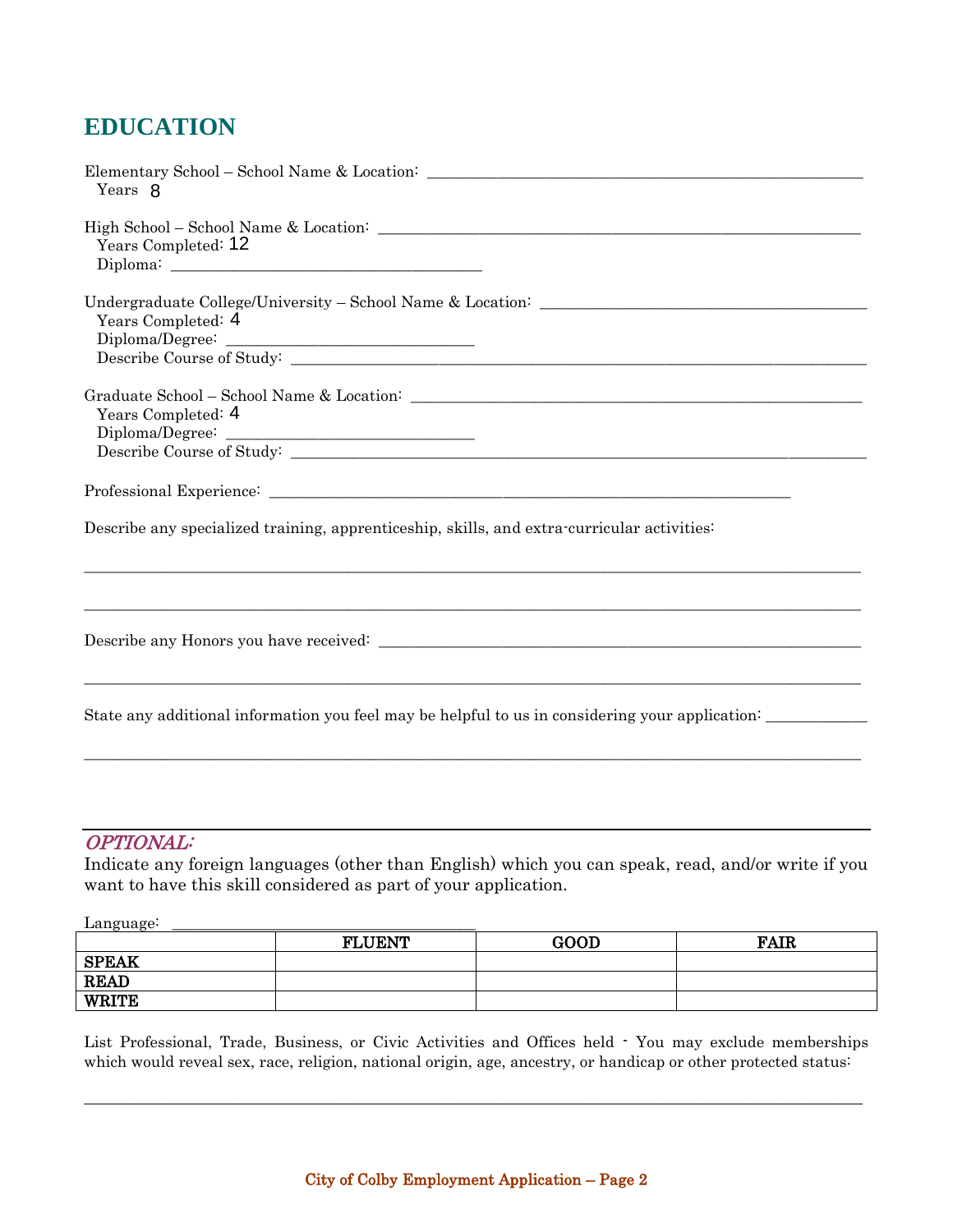## EDUCATION

Elementary School – School Name & Location: ____________________________________________________
Years 8

High School – School Name & Location: ____________________________________________________________
Years Completed: 12
Diploma: ______________________________________

Undergraduate College/University – School Name & Location: ________________________________________
Years Completed: 4
Diploma/Degree: _______________________________
Describe Course of Study: ____________________________________________________________________________

Graduate School – School Name & Location: _______________________________________________________
Years Completed: 4
Diploma/Degree: _______________________________
Describe Course of Study: ____________________________________________________________________________

Professional Experience: _________________________________________________________________

Describe any specialized training, apprenticeship, skills, and extra-curricular activities:

_____________________________________________________________________________________________________

_____________________________________________________________________________________________________

Describe any Honors you have received: ______________________________________________________________

_____________________________________________________________________________________________________

State any additional information you feel may be helpful to us in considering your application: ____________

_____________________________________________________________________________________________________

---

*OPTIONAL:*

Indicate any foreign languages (other than English) which you can speak, read, and/or write if you want to have this skill considered as part of your application.

Language: _____________________________________

| | FLUENT | GOOD | FAIR |
|---|---|---|---|
| **SPEAK** | | | |
| **READ** | | | |
| **WRITE** | | | |

List Professional, Trade, Business, or Civic Activities and Offices held - You may exclude memberships which would reveal sex, race, religion, national origin, age, ancestry, or handicap or other protected status:

_____________________________________________________________________________________________________

City of Colby Employment Application – Page 2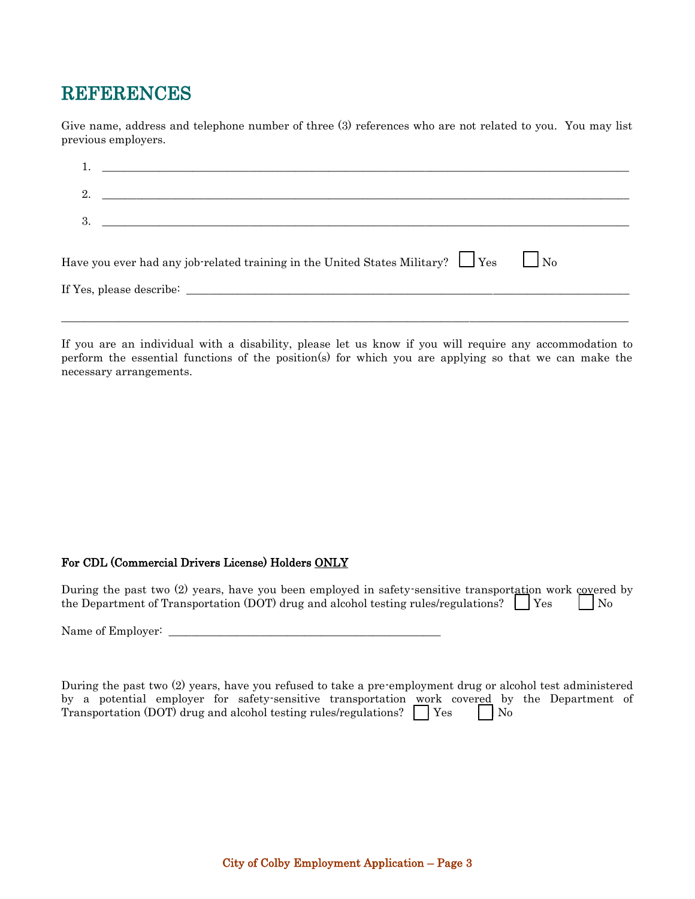## REFERENCES

Give name, address and telephone number of three (3) references who are not related to you. You may list previous employers.

1. ______________________________________________________________________________

2. ______________________________________________________________________________

3. ______________________________________________________________________________

Have you ever had any job-related training in the United States Military? ☐ Yes ☐ No

If Yes, please describe: ________________________________________________________________

______________________________________________________________________________________

If you are an individual with a disability, please let us know if you will require any accommodation to perform the essential functions of the position(s) for which you are applying so that we can make the necessary arrangements.

**For CDL (Commercial Drivers License) Holders <u>ONLY</u>**

During the past two (2) years, have you been employed in safety-sensitive transportation work covered by the Department of Transportation (DOT) drug and alcohol testing rules/regulations? ☐ Yes ☐ No

Name of Employer: ________________________________________

During the past two (2) years, have you refused to take a pre-employment drug or alcohol test administered by a potential employer for safety-sensitive transportation work covered by the Department of Transportation (DOT) drug and alcohol testing rules/regulations? ☐ Yes ☐ No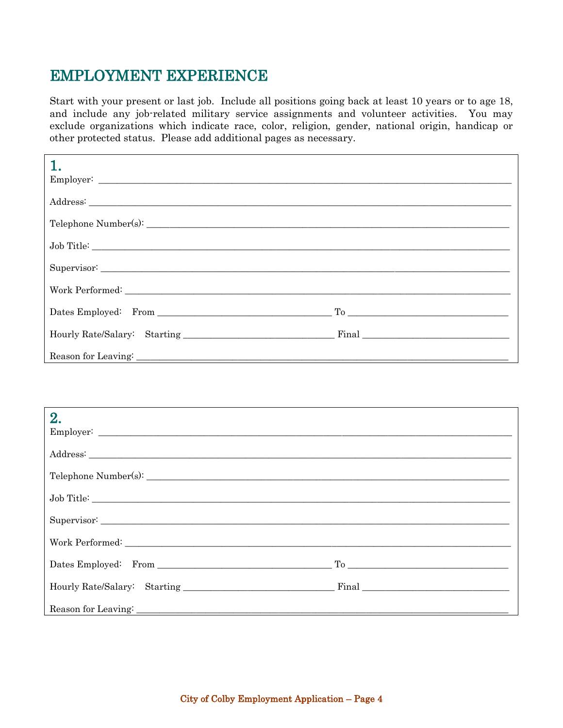# EMPLOYMENT EXPERIENCE

Start with your present or last job. Include all positions going back at least 10 years or to age 18, and include any job-related military service assignments and volunteer activities. You may exclude organizations which indicate race, color, religion, gender, national origin, handicap or other protected status. Please add additional pages as necessary.

## 1.

Employer: ____________________________________________

Address: ____________________________________________

Telephone Number(s): ____________________________________________

Job Title: ____________________________________________

Supervisor: ____________________________________________

Work Performed: ____________________________________________

Dates Employed: From ____________________ To ____________________

Hourly Rate/Salary: Starting ____________________ Final ____________________

Reason for Leaving: ____________________________________________

## 2.

Employer: ____________________________________________

Address: ____________________________________________

Telephone Number(s): ____________________________________________

Job Title: ____________________________________________

Supervisor: ____________________________________________

Work Performed: ____________________________________________

Dates Employed: From ____________________ To ____________________

Hourly Rate/Salary: Starting ____________________ Final ____________________

Reason for Leaving: ____________________________________________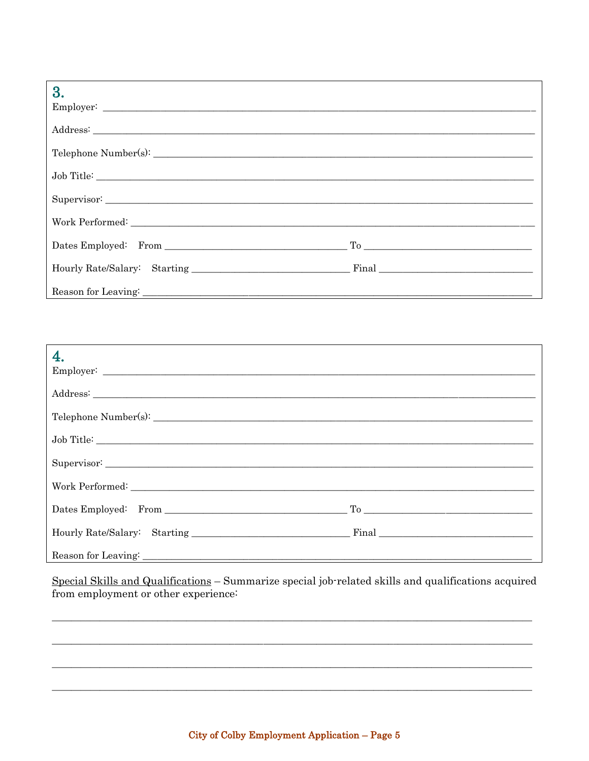## 3.

Employer: ______________________________________________________________________________

Address: _______________________________________________________________________________

Telephone Number(s): ____________________________________________________________________

Job Title: ______________________________________________________________________________

Supervisor: _____________________________________________________________________________

Work Performed: _________________________________________________________________________

Dates Employed: From ____________________________________ To _________________________________

Hourly Rate/Salary: Starting ________________________________ Final _______________________________

Reason for Leaving: ______________________________________________________________________

## 4.

Employer: ______________________________________________________________________________

Address: _______________________________________________________________________________

Telephone Number(s): ____________________________________________________________________

Job Title: ______________________________________________________________________________

Supervisor: _____________________________________________________________________________

Work Performed: _________________________________________________________________________

Dates Employed: From ____________________________________ To _________________________________

Hourly Rate/Salary: Starting ________________________________ Final _______________________________

Reason for Leaving: ______________________________________________________________________

<u>Special Skills and Qualifications</u> – Summarize special job-related skills and qualifications acquired from employment or other experience:

_______________________________________________________________________________________

_______________________________________________________________________________________

_______________________________________________________________________________________

_______________________________________________________________________________________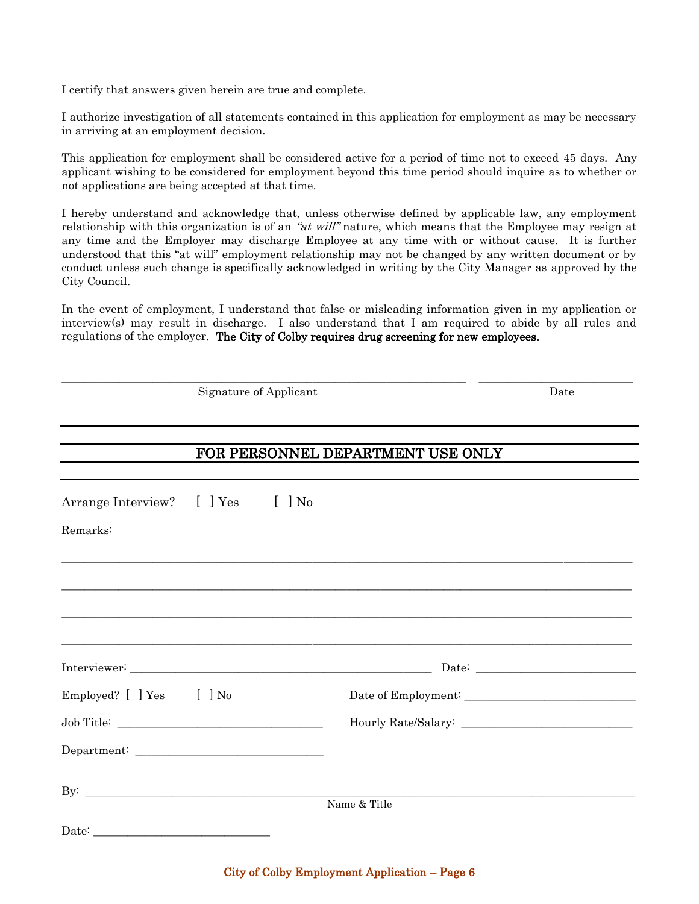I certify that answers given herein are true and complete.

I authorize investigation of all statements contained in this application for employment as may be necessary in arriving at an employment decision.

This application for employment shall be considered active for a period of time not to exceed 45 days. Any applicant wishing to be considered for employment beyond this time period should inquire as to whether or not applications are being accepted at that time.

I hereby understand and acknowledge that, unless otherwise defined by applicable law, any employment relationship with this organization is of an *"at will"* nature, which means that the Employee may resign at any time and the Employer may discharge Employee at any time with or without cause. It is further understood that this "at will" employment relationship may not be changed by any written document or by conduct unless such change is specifically acknowledged in writing by the City Manager as approved by the City Council.

In the event of employment, I understand that false or misleading information given in my application or interview(s) may result in discharge. I also understand that I am required to abide by all rules and regulations of the employer. **The City of Colby requires drug screening for new employees.**

_______________________________________________ ____________________

Signature of Applicant Date

## FOR PERSONNEL DEPARTMENT USE ONLY

Arrange Interview? [ ] Yes [ ] No

Remarks:

______________________________________________________________________

______________________________________________________________________

______________________________________________________________________

______________________________________________________________________

Interviewer: ______________________________________ Date: ____________________

Employed? [ ] Yes [ ] No Date of Employment: ______________________

Job Title: ___________________________ Hourly Rate/Salary: ______________________

Department: _________________________

By: ______________________________________________________________________

Name & Title

Date: _______________________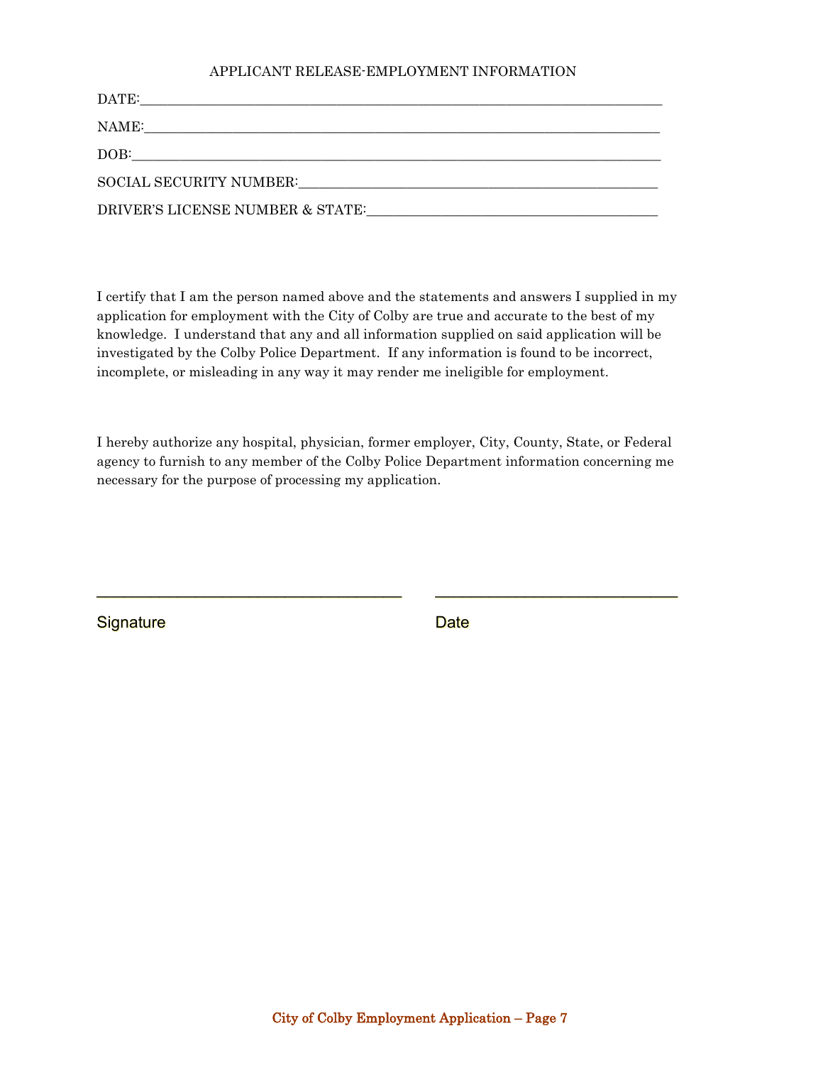## APPLICANT RELEASE-EMPLOYMENT INFORMATION

DATE:_______________________________________________________________________

NAME:_______________________________________________________________________

DOB:________________________________________________________________________

SOCIAL SECURITY NUMBER:_____________________________________________

DRIVER'S LICENSE NUMBER & STATE:_____________________________________

I certify that I am the person named above and the statements and answers I supplied in my application for employment with the City of Colby are true and accurate to the best of my knowledge. I understand that any and all information supplied on said application will be investigated by the Colby Police Department. If any information is found to be incorrect, incomplete, or misleading in any way it may render me ineligible for employment.

I hereby authorize any hospital, physician, former employer, City, County, State, or Federal agency to furnish to any member of the Colby Police Department information concerning me necessary for the purpose of processing my application.

_____________________________________ _____________________________

Signature Date